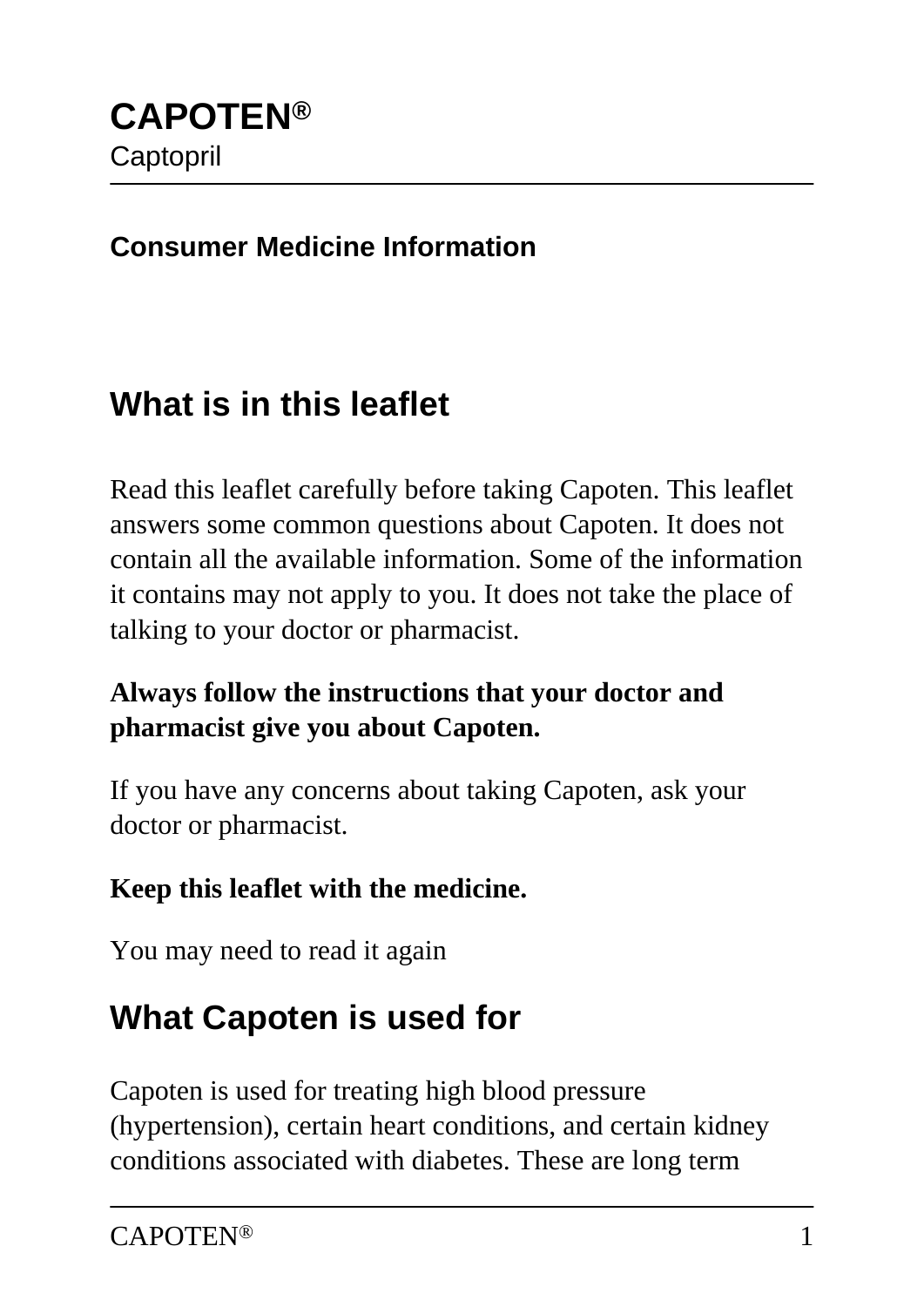# CAPOTEN®

Captopril

**Consumer Medicine Information**

## What is in this leaflet

Read this leaflet carefully before taking Capoten. This leaflet answers some common questions about Capoten. It does not contain all the available information. Some of the information it contains may not apply to you. It does not take the place of talking to your doctor or pharmacist.

**Always follow the instructions that your doctor and pharmacist give you about Capoten.**

If you have any concerns about taking Capoten, ask your doctor or pharmacist.

**Keep this leaflet with the medicine.**

You may need to read it again

## What Capoten is used for

Capoten is used for treating high blood pressure (hypertension), certain heart conditions, and certain kidney conditions associated with diabetes. These are long term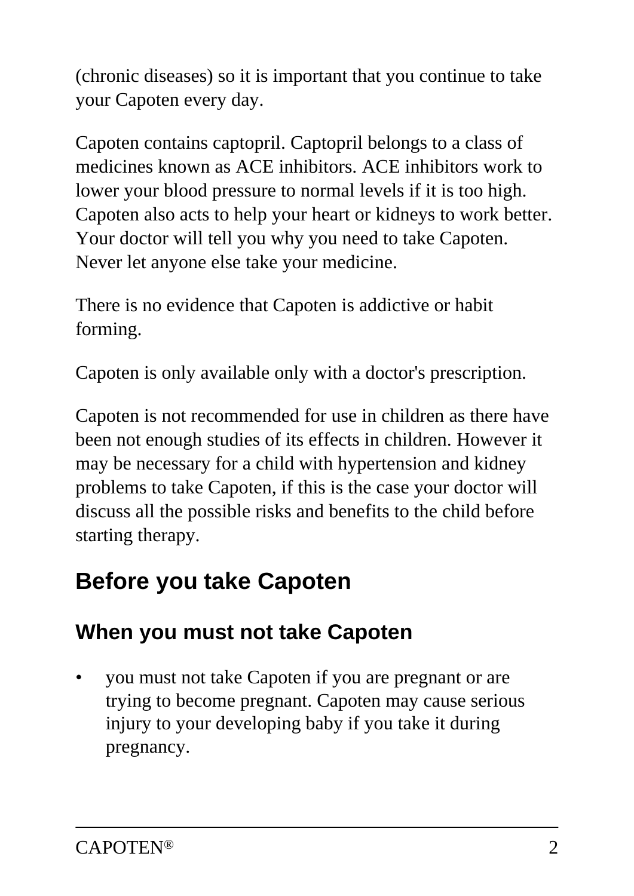(chronic diseases) so it is important that you continue to take your Capoten every day.

Capoten contains captopril. Captopril belongs to a class of medicines known as ACE inhibitors. ACE inhibitors work to lower your blood pressure to normal levels if it is too high. Capoten also acts to help your heart or kidneys to work better. Your doctor will tell you why you need to take Capoten. Never let anyone else take your medicine.

There is no evidence that Capoten is addictive or habit forming.

Capoten is only available only with a doctor's prescription.

Capoten is not recommended for use in children as there have been not enough studies of its effects in children. However it may be necessary for a child with hypertension and kidney problems to take Capoten, if this is the case your doctor will discuss all the possible risks and benefits to the child before starting therapy.

## Before you take Capoten

### When you must not take Capoten

- you must not take Capoten if you are pregnant or are trying to become pregnant. Capoten may cause serious injury to your developing baby if you take it during pregnancy.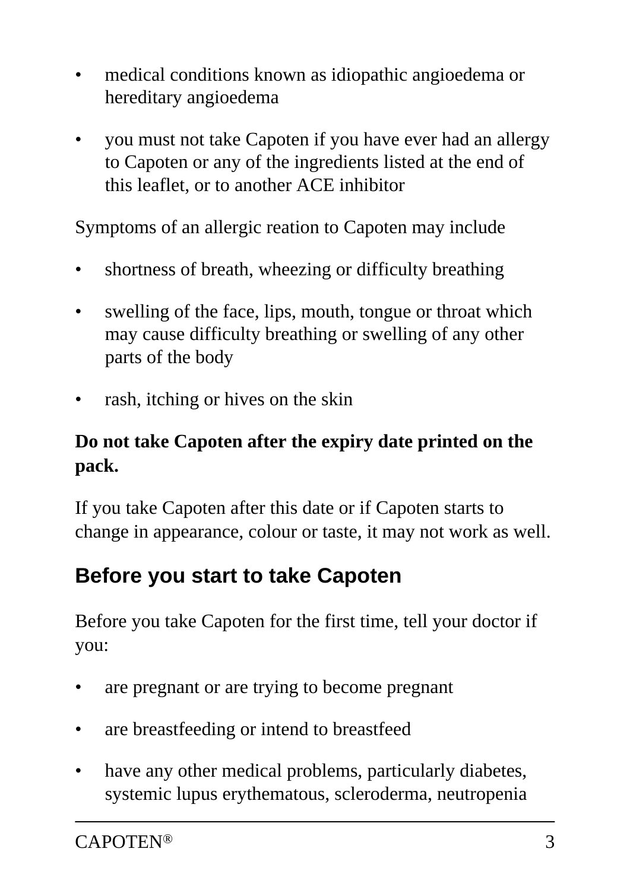- medical conditions known as idiopathic angioedema or hereditary angioedema
- you must not take Capoten if you have ever had an allergy to Capoten or any of the ingredients listed at the end of this leaflet, or to another ACE inhibitor

Symptoms of an allergic reation to Capoten may include

- shortness of breath, wheezing or difficulty breathing
- swelling of the face, lips, mouth, tongue or throat which may cause difficulty breathing or swelling of any other parts of the body
- rash, itching or hives on the skin

**Do not take Capoten after the expiry date printed on the pack.**

If you take Capoten after this date or if Capoten starts to change in appearance, colour or taste, it may not work as well.

## Before you start to take Capoten

Before you take Capoten for the first time, tell your doctor if you:

- are pregnant or are trying to become pregnant
- are breastfeeding or intend to breastfeed
- have any other medical problems, particularly diabetes, systemic lupus erythematous, scleroderma, neutropenia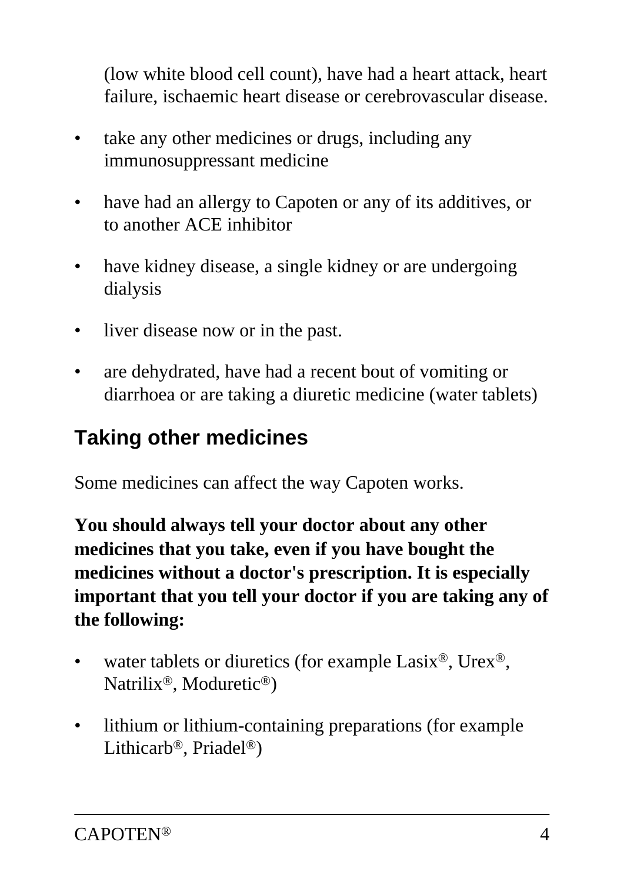(low white blood cell count), have had a heart attack, heart failure, ischaemic heart disease or cerebrovascular disease.

- take any other medicines or drugs, including any immunosuppressant medicine
- have had an allergy to Capoten or any of its additives, or to another ACE inhibitor
- have kidney disease, a single kidney or are undergoing dialysis
- liver disease now or in the past.
- are dehydrated, have had a recent bout of vomiting or diarrhoea or are taking a diuretic medicine (water tablets)

## Taking other medicines

Some medicines can affect the way Capoten works.

**You should always tell your doctor about any other medicines that you take, even if you have bought the medicines without a doctor's prescription. It is especially important that you tell your doctor if you are taking any of the following:**

- water tablets or diuretics (for example Lasix®, Urex®, Natrilix®, Moduretic®)
- lithium or lithium-containing preparations (for example Lithicarb®, Priadel®)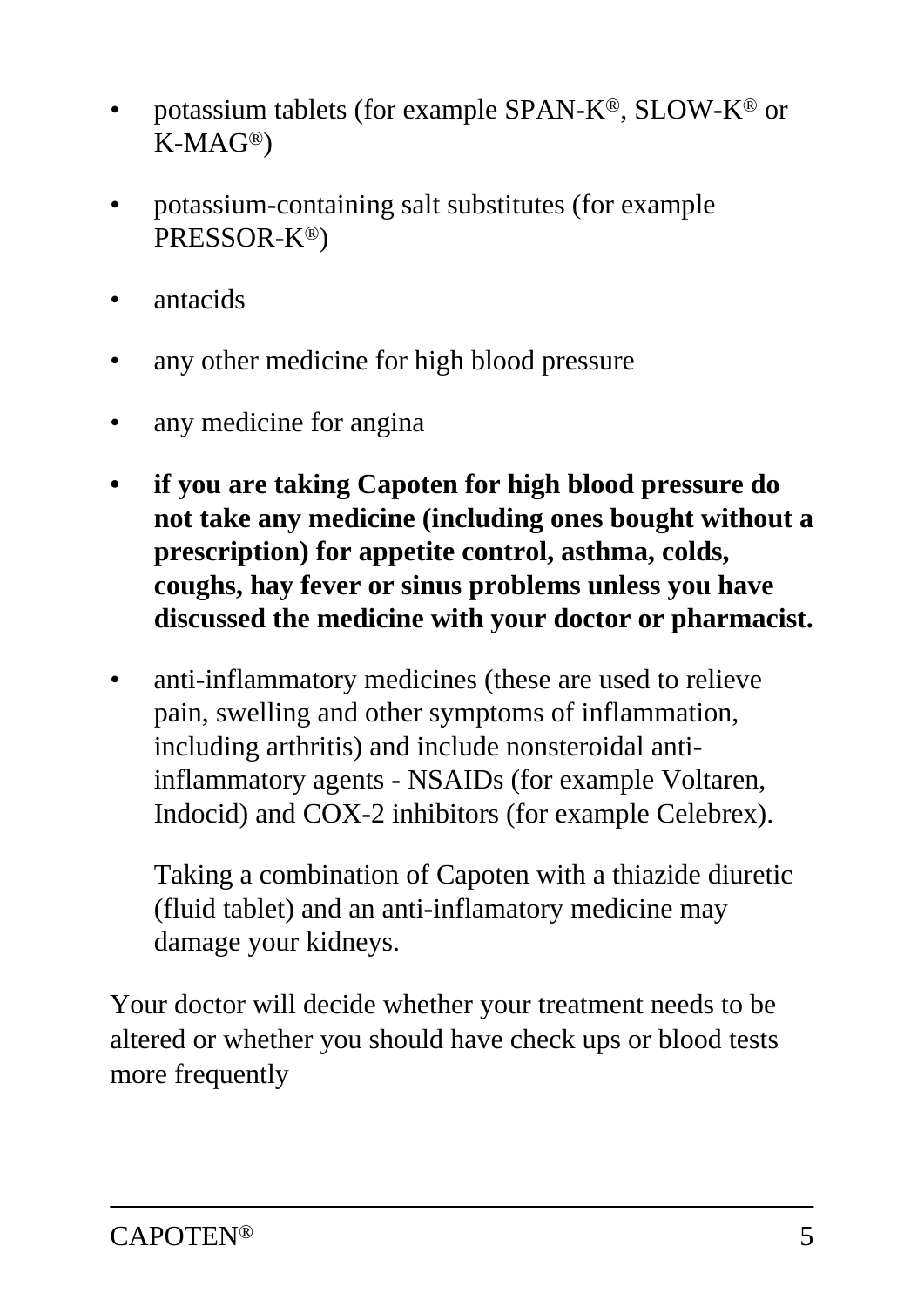- potassium tablets (for example SPAN-K®, SLOW-K® or K-MAG®)
- potassium-containing salt substitutes (for example PRESSOR-K®)
- antacids
- any other medicine for high blood pressure
- any medicine for angina
- **if you are taking Capoten for high blood pressure do not take any medicine (including ones bought without a prescription) for appetite control, asthma, colds, coughs, hay fever or sinus problems unless you have discussed the medicine with your doctor or pharmacist.**
- anti-inflammatory medicines (these are used to relieve pain, swelling and other symptoms of inflammation, including arthritis) and include nonsteroidal anti-inflammatory agents - NSAIDs (for example Voltaren, Indocid) and COX-2 inhibitors (for example Celebrex).

  Taking a combination of Capoten with a thiazide diuretic (fluid tablet) and an anti-inflamatory medicine may damage your kidneys.

Your doctor will decide whether your treatment needs to be altered or whether you should have check ups or blood tests more frequently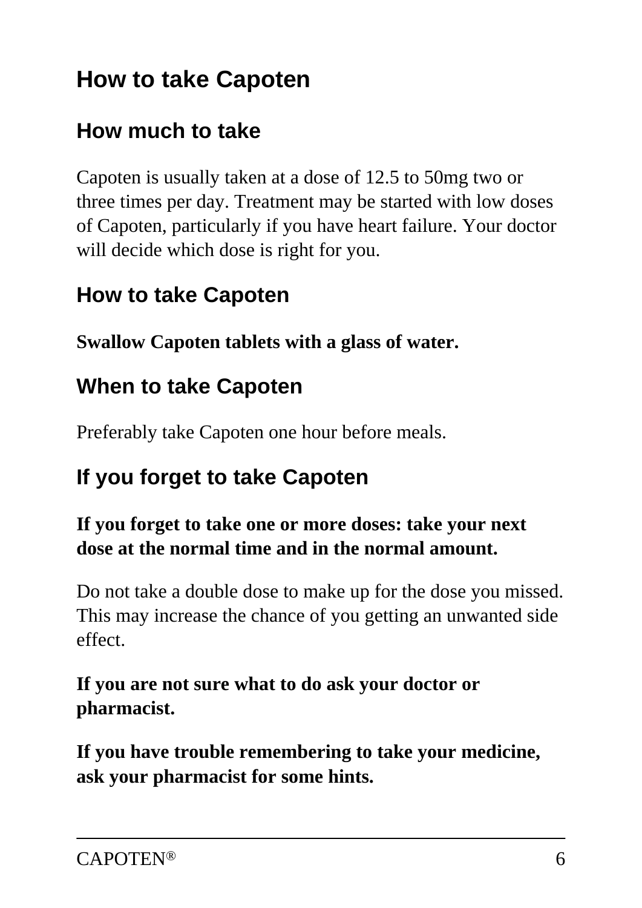# How to take Capoten

## How much to take

Capoten is usually taken at a dose of 12.5 to 50mg two or three times per day. Treatment may be started with low doses of Capoten, particularly if you have heart failure. Your doctor will decide which dose is right for you.

## How to take Capoten

**Swallow Capoten tablets with a glass of water.**

## When to take Capoten

Preferably take Capoten one hour before meals.

## If you forget to take Capoten

**If you forget to take one or more doses: take your next dose at the normal time and in the normal amount.**

Do not take a double dose to make up for the dose you missed. This may increase the chance of you getting an unwanted side effect.

**If you are not sure what to do ask your doctor or pharmacist.**

**If you have trouble remembering to take your medicine, ask your pharmacist for some hints.**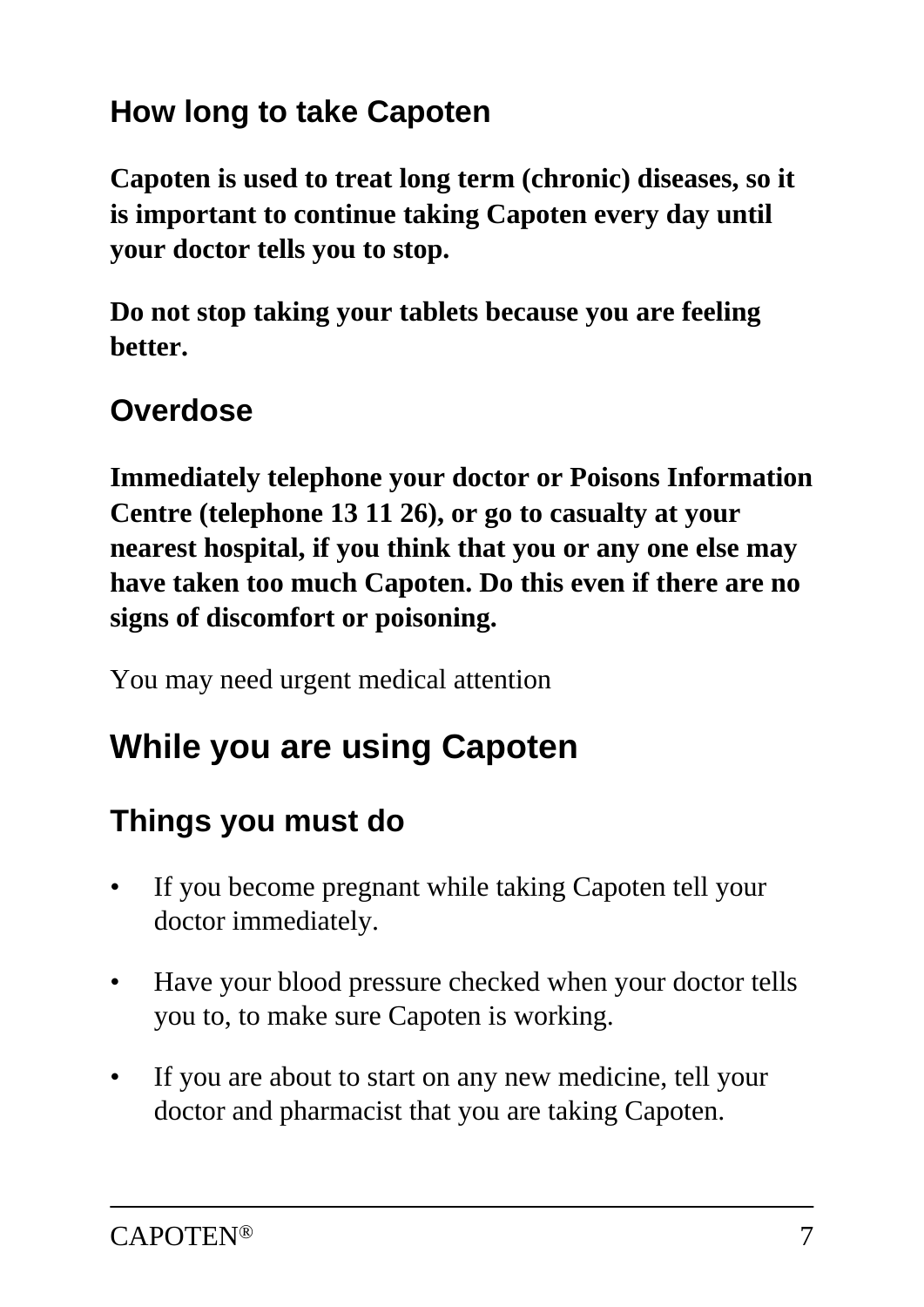### How long to take Capoten

**Capoten is used to treat long term (chronic) diseases, so it is important to continue taking Capoten every day until your doctor tells you to stop.**

**Do not stop taking your tablets because you are feeling better.**

### Overdose

**Immediately telephone your doctor or Poisons Information Centre (telephone 13 11 26), or go to casualty at your nearest hospital, if you think that you or any one else may have taken too much Capoten. Do this even if there are no signs of discomfort or poisoning.**

You may need urgent medical attention

## While you are using Capoten

### Things you must do

- If you become pregnant while taking Capoten tell your doctor immediately.
- Have your blood pressure checked when your doctor tells you to, to make sure Capoten is working.
- If you are about to start on any new medicine, tell your doctor and pharmacist that you are taking Capoten.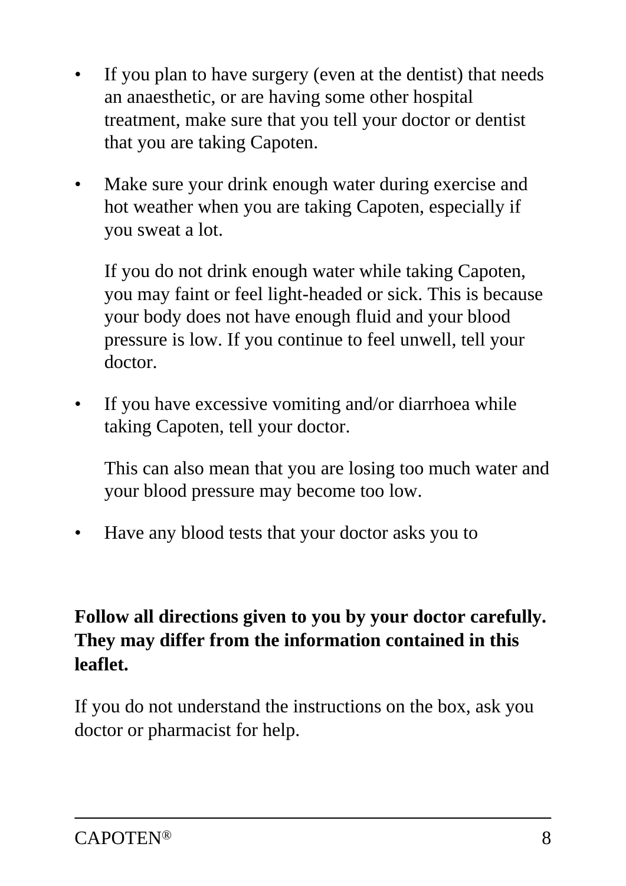- If you plan to have surgery (even at the dentist) that needs an anaesthetic, or are having some other hospital treatment, make sure that you tell your doctor or dentist that you are taking Capoten.

- Make sure your drink enough water during exercise and hot weather when you are taking Capoten, especially if you sweat a lot.

  If you do not drink enough water while taking Capoten, you may faint or feel light-headed or sick. This is because your body does not have enough fluid and your blood pressure is low. If you continue to feel unwell, tell your doctor.

- If you have excessive vomiting and/or diarrhoea while taking Capoten, tell your doctor.

  This can also mean that you are losing too much water and your blood pressure may become too low.

- Have any blood tests that your doctor asks you to

**Follow all directions given to you by your doctor carefully. They may differ from the information contained in this leaflet.**

If you do not understand the instructions on the box, ask you doctor or pharmacist for help.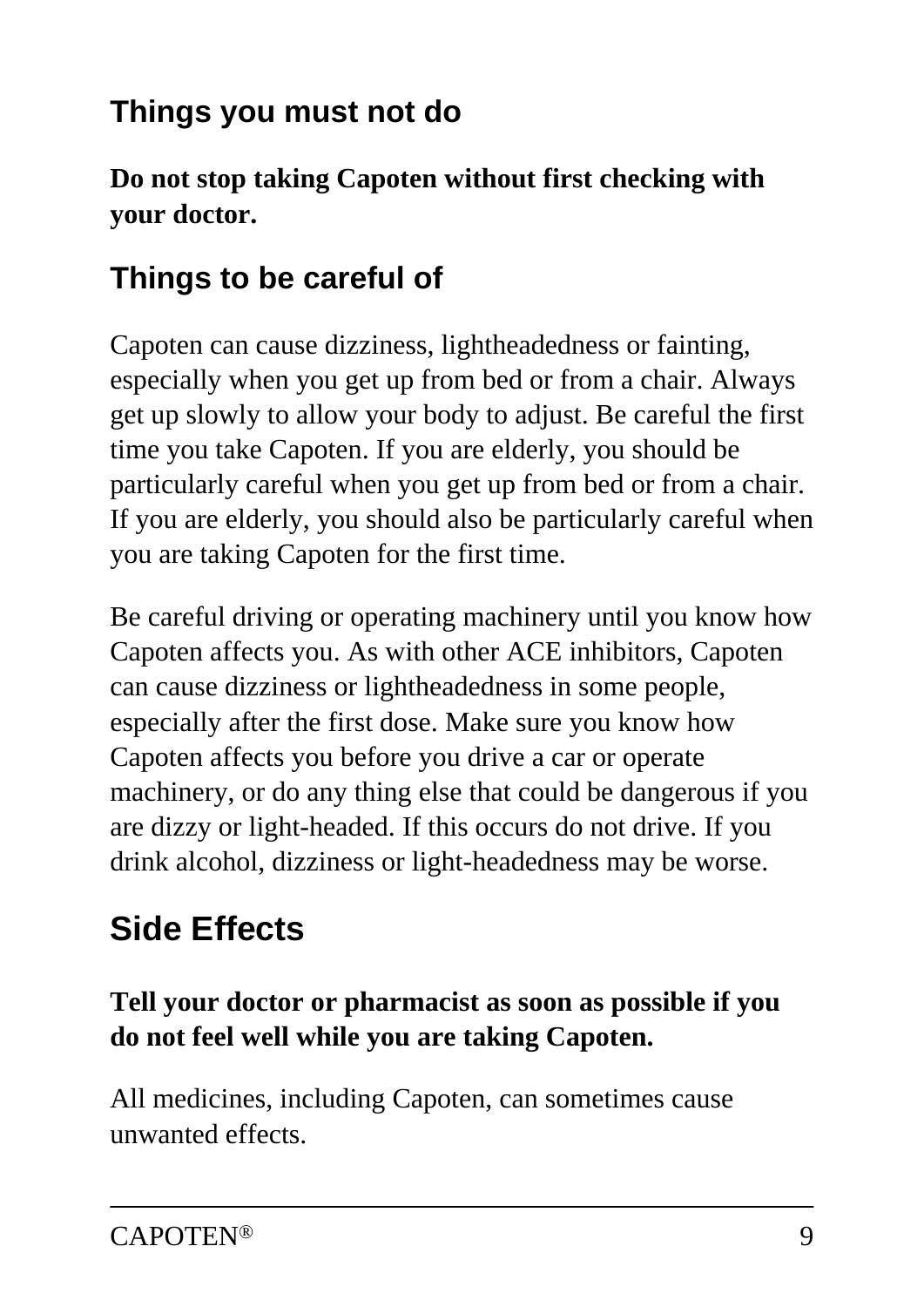## Things you must not do

**Do not stop taking Capoten without first checking with your doctor.**

## Things to be careful of

Capoten can cause dizziness, lightheadedness or fainting, especially when you get up from bed or from a chair. Always get up slowly to allow your body to adjust. Be careful the first time you take Capoten. If you are elderly, you should be particularly careful when you get up from bed or from a chair. If you are elderly, you should also be particularly careful when you are taking Capoten for the first time.

Be careful driving or operating machinery until you know how Capoten affects you. As with other ACE inhibitors, Capoten can cause dizziness or lightheadedness in some people, especially after the first dose. Make sure you know how Capoten affects you before you drive a car or operate machinery, or do any thing else that could be dangerous if you are dizzy or light-headed. If this occurs do not drive. If you drink alcohol, dizziness or light-headedness may be worse.

# Side Effects

**Tell your doctor or pharmacist as soon as possible if you do not feel well while you are taking Capoten.**

All medicines, including Capoten, can sometimes cause unwanted effects.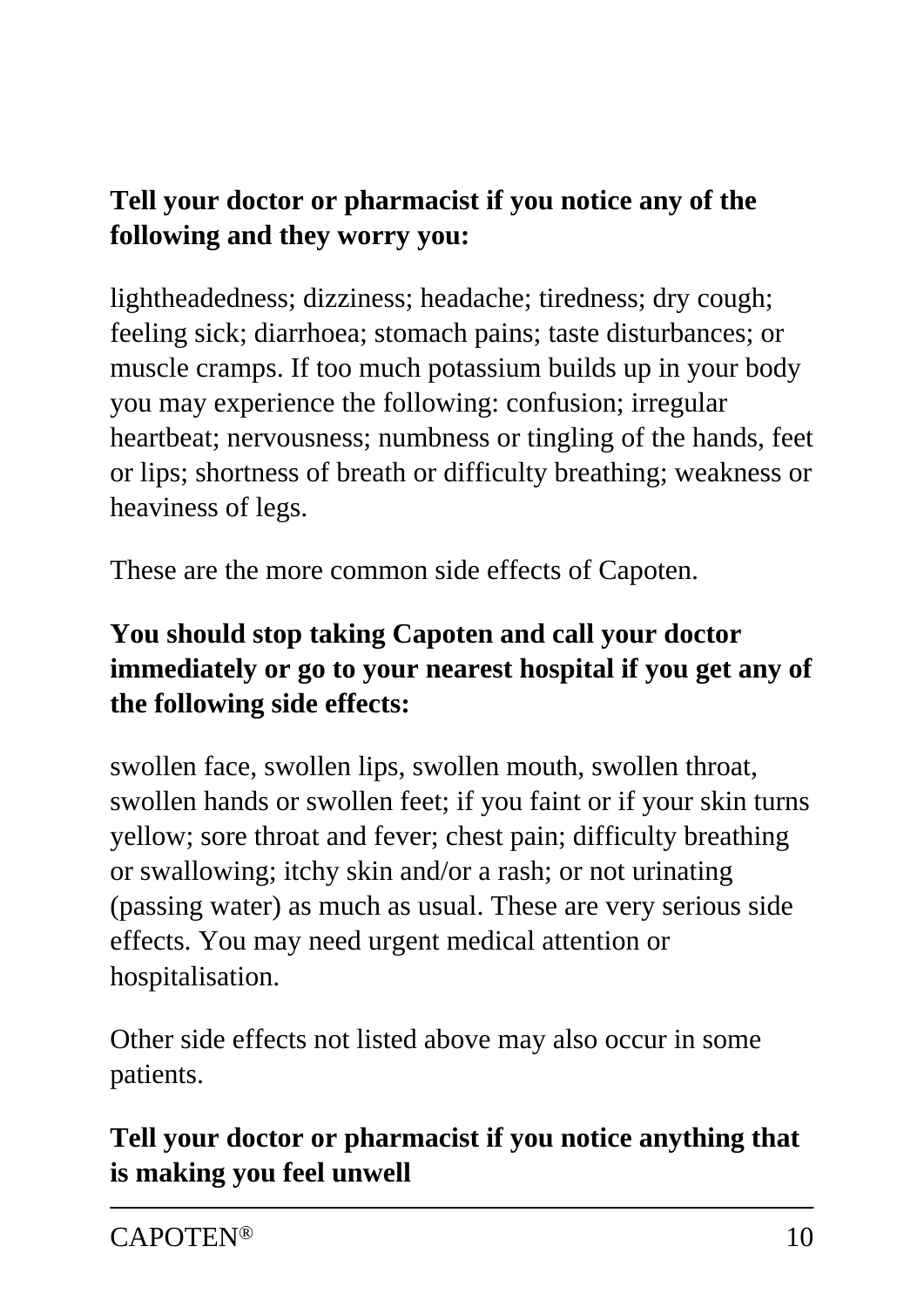**Tell your doctor or pharmacist if you notice any of the following and they worry you:**

lightheadedness; dizziness; headache; tiredness; dry cough; feeling sick; diarrhoea; stomach pains; taste disturbances; or muscle cramps. If too much potassium builds up in your body you may experience the following: confusion; irregular heartbeat; nervousness; numbness or tingling of the hands, feet or lips; shortness of breath or difficulty breathing; weakness or heaviness of legs.

These are the more common side effects of Capoten.

**You should stop taking Capoten and call your doctor immediately or go to your nearest hospital if you get any of the following side effects:**

swollen face, swollen lips, swollen mouth, swollen throat, swollen hands or swollen feet; if you faint or if your skin turns yellow; sore throat and fever; chest pain; difficulty breathing or swallowing; itchy skin and/or a rash; or not urinating (passing water) as much as usual. These are very serious side effects. You may need urgent medical attention or hospitalisation.

Other side effects not listed above may also occur in some patients.

**Tell your doctor or pharmacist if you notice anything that is making you feel unwell**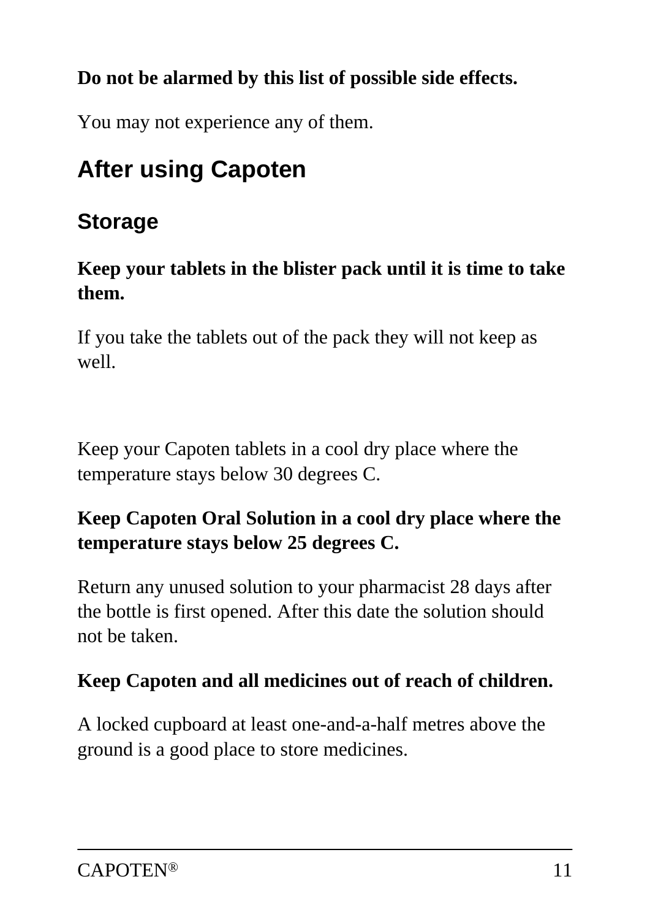**Do not be alarmed by this list of possible side effects.**

You may not experience any of them.

## After using Capoten

### Storage

**Keep your tablets in the blister pack until it is time to take them.**

If you take the tablets out of the pack they will not keep as well.

Keep your Capoten tablets in a cool dry place where the temperature stays below 30 degrees C.

**Keep Capoten Oral Solution in a cool dry place where the temperature stays below 25 degrees C.**

Return any unused solution to your pharmacist 28 days after the bottle is first opened. After this date the solution should not be taken.

**Keep Capoten and all medicines out of reach of children.**

A locked cupboard at least one-and-a-half metres above the ground is a good place to store medicines.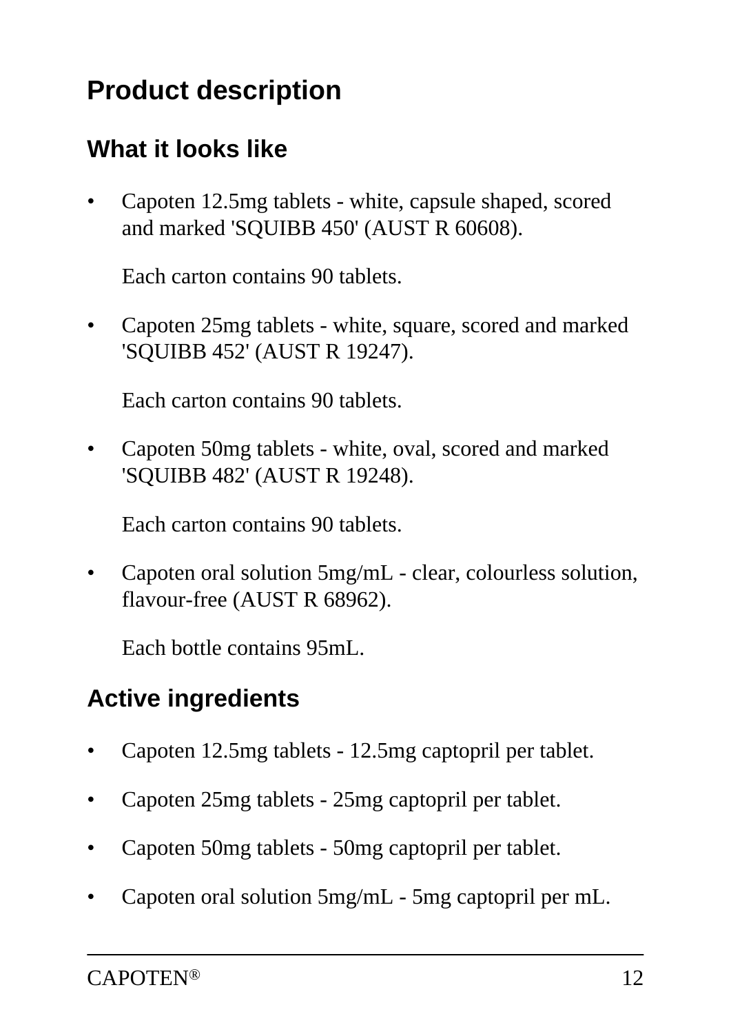## Product description

### What it looks like

- Capoten 12.5mg tablets - white, capsule shaped, scored and marked 'SQUIBB 450' (AUST R 60608).

  Each carton contains 90 tablets.

- Capoten 25mg tablets - white, square, scored and marked 'SQUIBB 452' (AUST R 19247).

  Each carton contains 90 tablets.

- Capoten 50mg tablets - white, oval, scored and marked 'SQUIBB 482' (AUST R 19248).

  Each carton contains 90 tablets.

- Capoten oral solution 5mg/mL - clear, colourless solution, flavour-free (AUST R 68962).

  Each bottle contains 95mL.

### Active ingredients

- Capoten 12.5mg tablets - 12.5mg captopril per tablet.
- Capoten 25mg tablets - 25mg captopril per tablet.
- Capoten 50mg tablets - 50mg captopril per tablet.
- Capoten oral solution 5mg/mL - 5mg captopril per mL.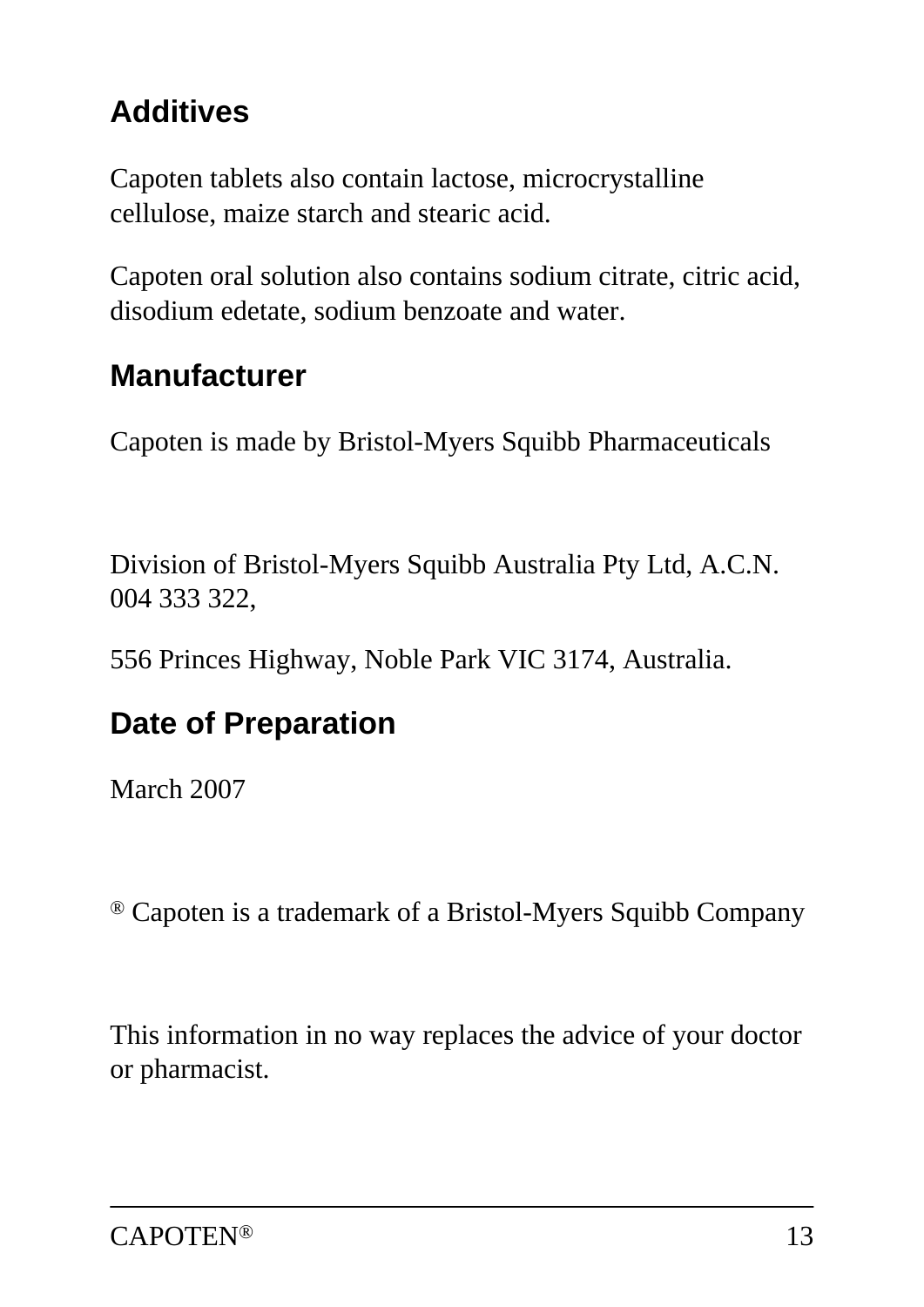## Additives

Capoten tablets also contain lactose, microcrystalline cellulose, maize starch and stearic acid.

Capoten oral solution also contains sodium citrate, citric acid, disodium edetate, sodium benzoate and water.

## Manufacturer

Capoten is made by Bristol-Myers Squibb Pharmaceuticals

Division of Bristol-Myers Squibb Australia Pty Ltd, A.C.N. 004 333 322,

556 Princes Highway, Noble Park VIC 3174, Australia.

## Date of Preparation

March 2007

® Capoten is a trademark of a Bristol-Myers Squibb Company

This information in no way replaces the advice of your doctor or pharmacist.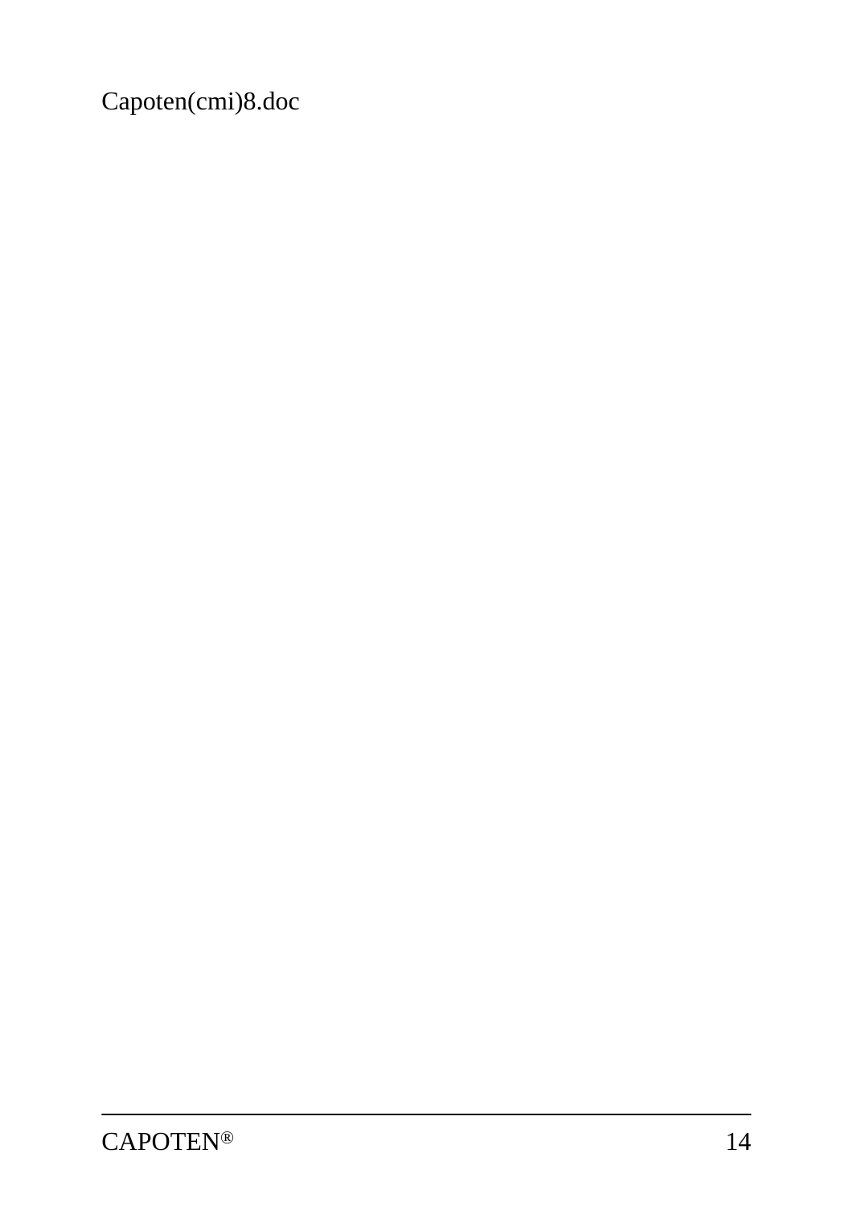Capoten(cmi)8.doc